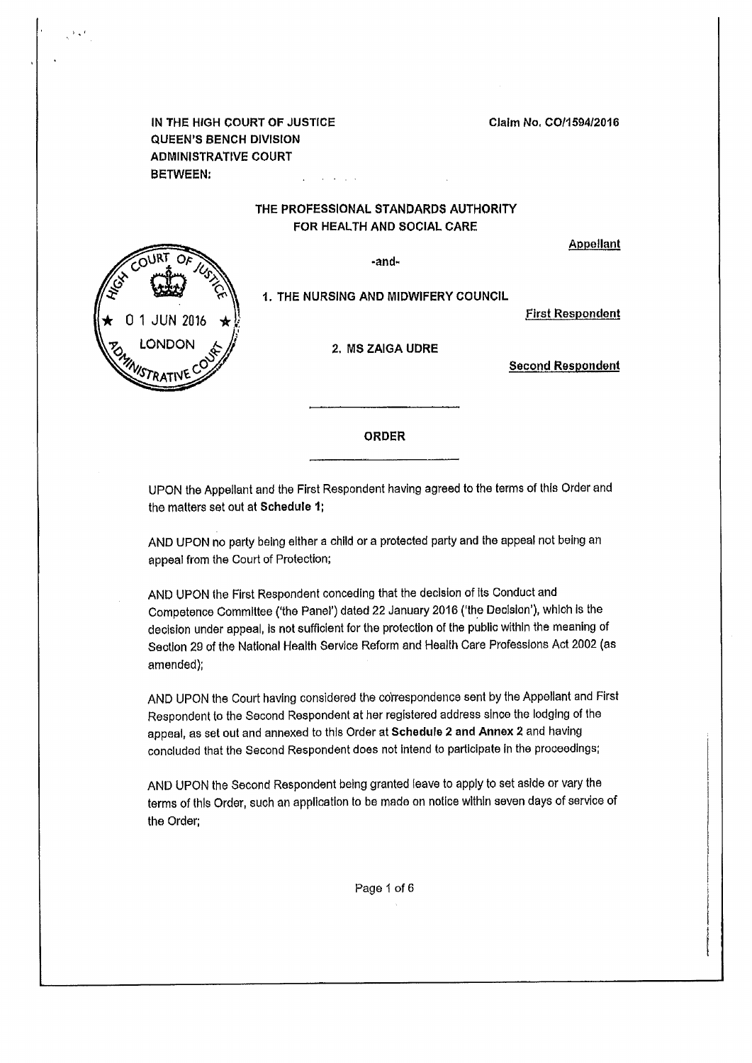IN THE HIGH COURT OF JUSTICE
QUEEN'S BENCH DIVISION
ADMINISTRATIVE COURT
BETWEEN:

Claim No. CO/1594/2016

COURT OF JUSTICE
01 JUN 2016
LONDON
HIGH ADMINISTRATIVE COURT

**THE PROFESSIONAL STANDARDS AUTHORITY FOR HEALTH AND SOCIAL CARE**

Appellant

-and-

**1. THE NURSING AND MIDWIFERY COUNCIL**

First Respondent

**2. MS ZAIGA UDRE**

Second Respondent

---

## ORDER

---

UPON the Appellant and the First Respondent having agreed to the terms of this Order and the matters set out at **Schedule 1**;

AND UPON no party being either a child or a protected party and the appeal not being an appeal from the Court of Protection;

AND UPON the First Respondent conceding that the decision of its Conduct and Competence Committee ('the Panel') dated 22 January 2016 ('the Decision'), which is the decision under appeal, is not sufficient for the protection of the public within the meaning of Section 29 of the National Health Service Reform and Health Care Professions Act 2002 (as amended);

AND UPON the Court having considered the correspondence sent by the Appellant and First Respondent to the Second Respondent at her registered address since the lodging of the appeal, as set out and annexed to this Order at **Schedule 2 and Annex 2** and having concluded that the Second Respondent does not intend to participate in the proceedings;

AND UPON the Second Respondent being granted leave to apply to set aside or vary the terms of this Order, such an application to be made on notice within seven days of service of the Order;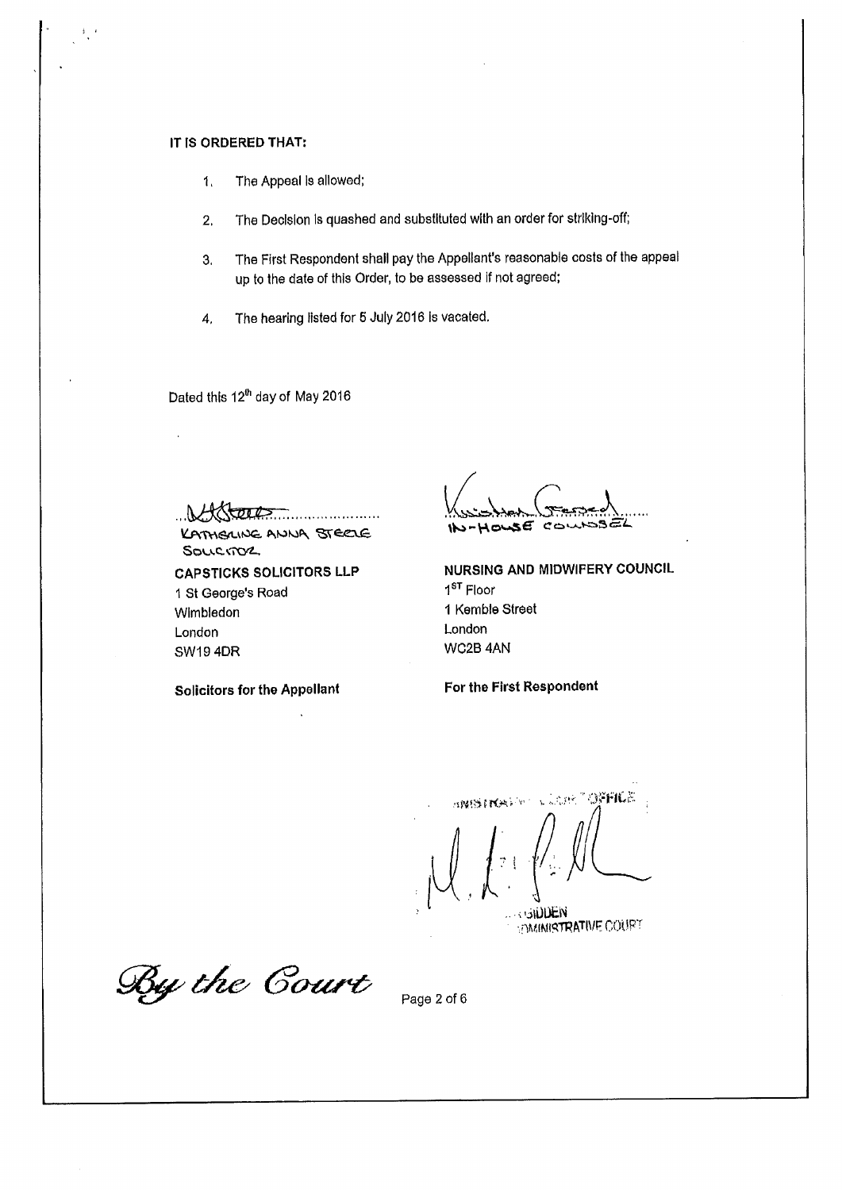**IT IS ORDERED THAT:**

1. The Appeal is allowed;
2. The Decision is quashed and substituted with an order for striking-off;
3. The First Respondent shall pay the Appellant's reasonable costs of the appeal up to the date of this Order, to be assessed if not agreed;
4. The hearing listed for 5 July 2016 is vacated.

Dated this 12th day of May 2016

KATHERINE ANNA STEELE
SOLICITOR

**CAPSTICKS SOLICITORS LLP**
1 St George's Road
Wimbledon
London
SW19 4DR

**Solicitors for the Appellant**

IN-HOUSE COUNSEL

**NURSING AND MIDWIFERY COUNCIL**
1ST Floor
1 Kemble Street
London
WC2B 4AN

**For the First Respondent**

GIDDEN
ADMINISTRATIVE COURT

*By the Court*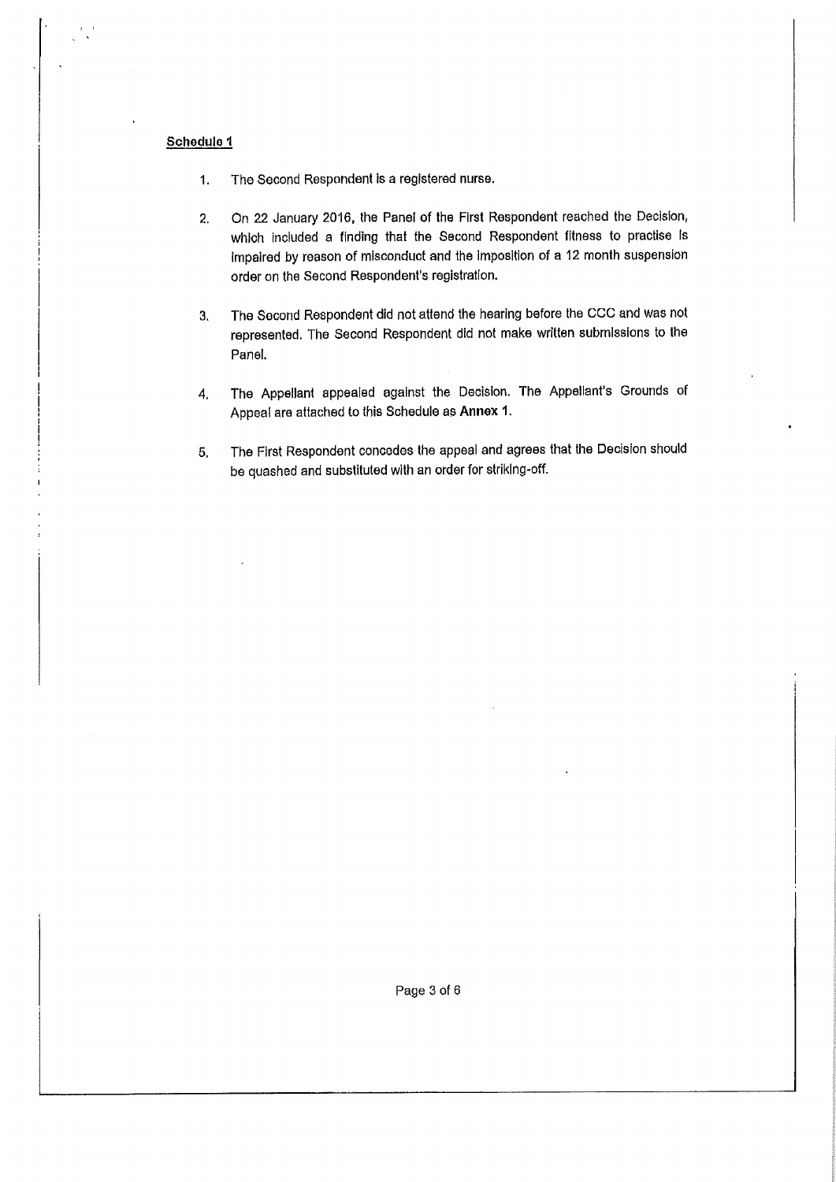**Schedule 1**

1. The Second Respondent is a registered nurse.

2. On 22 January 2016, the Panel of the First Respondent reached the Decision, which included a finding that the Second Respondent fitness to practise is impaired by reason of misconduct and the imposition of a 12 month suspension order on the Second Respondent's registration.

3. The Second Respondent did not attend the hearing before the CCC and was not represented. The Second Respondent did not make written submissions to the Panel.

4. The Appellant appealed against the Decision. The Appellant's Grounds of Appeal are attached to this Schedule as **Annex 1**.

5. The First Respondent concedes the appeal and agrees that the Decision should be quashed and substituted with an order for striking-off.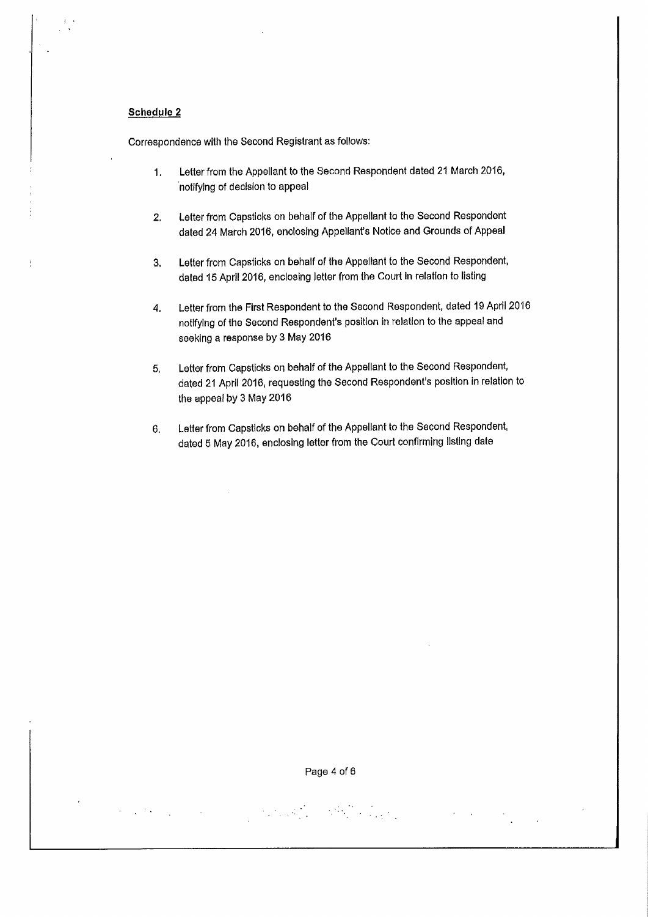**Schedule 2**

Correspondence with the Second Registrant as follows:

1. Letter from the Appellant to the Second Respondent dated 21 March 2016, notifying of decision to appeal

2. Letter from Capsticks on behalf of the Appellant to the Second Respondent dated 24 March 2016, enclosing Appellant's Notice and Grounds of Appeal

3. Letter from Capsticks on behalf of the Appellant to the Second Respondent, dated 15 April 2016, enclosing letter from the Court in relation to listing

4. Letter from the First Respondent to the Second Respondent, dated 19 April 2016 notifying of the Second Respondent's position in relation to the appeal and seeking a response by 3 May 2016

5. Letter from Capsticks on behalf of the Appellant to the Second Respondent, dated 21 April 2016, requesting the Second Respondent's position in relation to the appeal by 3 May 2016

6. Letter from Capsticks on behalf of the Appellant to the Second Respondent, dated 5 May 2016, enclosing letter from the Court confirming listing date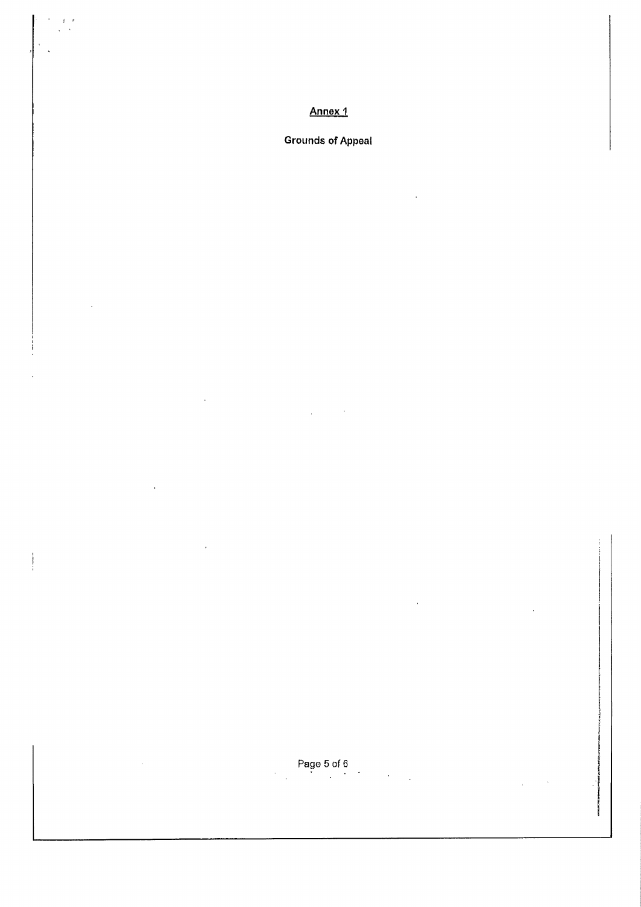## Annex 1

**Grounds of Appeal**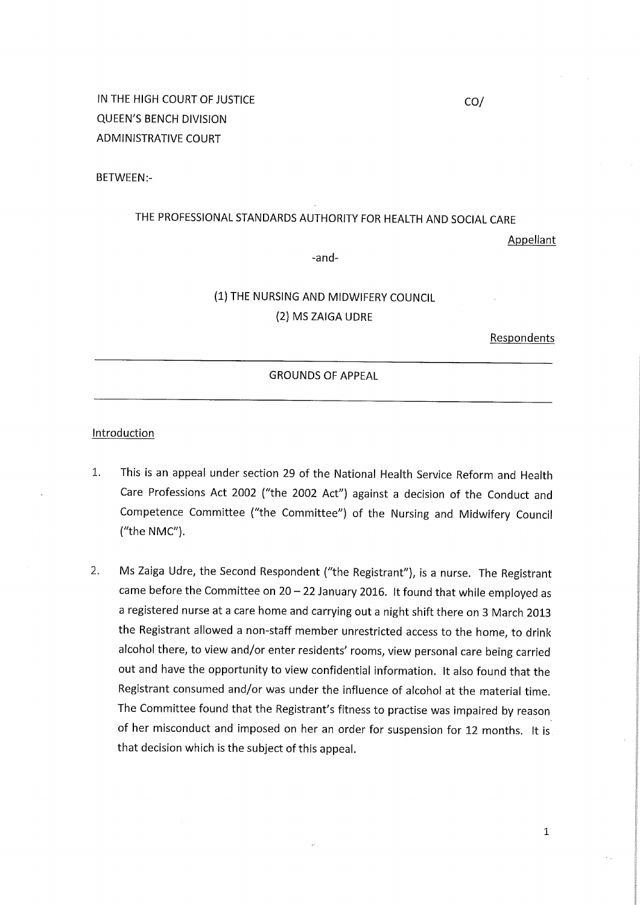IN THE HIGH COURT OF JUSTICE
QUEEN'S BENCH DIVISION
ADMINISTRATIVE COURT

CO/

BETWEEN:-

THE PROFESSIONAL STANDARDS AUTHORITY FOR HEALTH AND SOCIAL CARE

Appellant

-and-

(1) THE NURSING AND MIDWIFERY COUNCIL
(2) MS ZAIGA UDRE

Respondents

---

GROUNDS OF APPEAL

---

Introduction

1. This is an appeal under section 29 of the National Health Service Reform and Health Care Professions Act 2002 ("the 2002 Act") against a decision of the Conduct and Competence Committee ("the Committee") of the Nursing and Midwifery Council ("the NMC").

2. Ms Zaiga Udre, the Second Respondent ("the Registrant"), is a nurse. The Registrant came before the Committee on 20 – 22 January 2016. It found that while employed as a registered nurse at a care home and carrying out a night shift there on 3 March 2013 the Registrant allowed a non-staff member unrestricted access to the home, to drink alcohol there, to view and/or enter residents' rooms, view personal care being carried out and have the opportunity to view confidential information. It also found that the Registrant consumed and/or was under the influence of alcohol at the material time. The Committee found that the Registrant's fitness to practise was impaired by reason of her misconduct and imposed on her an order for suspension for 12 months. It is that decision which is the subject of this appeal.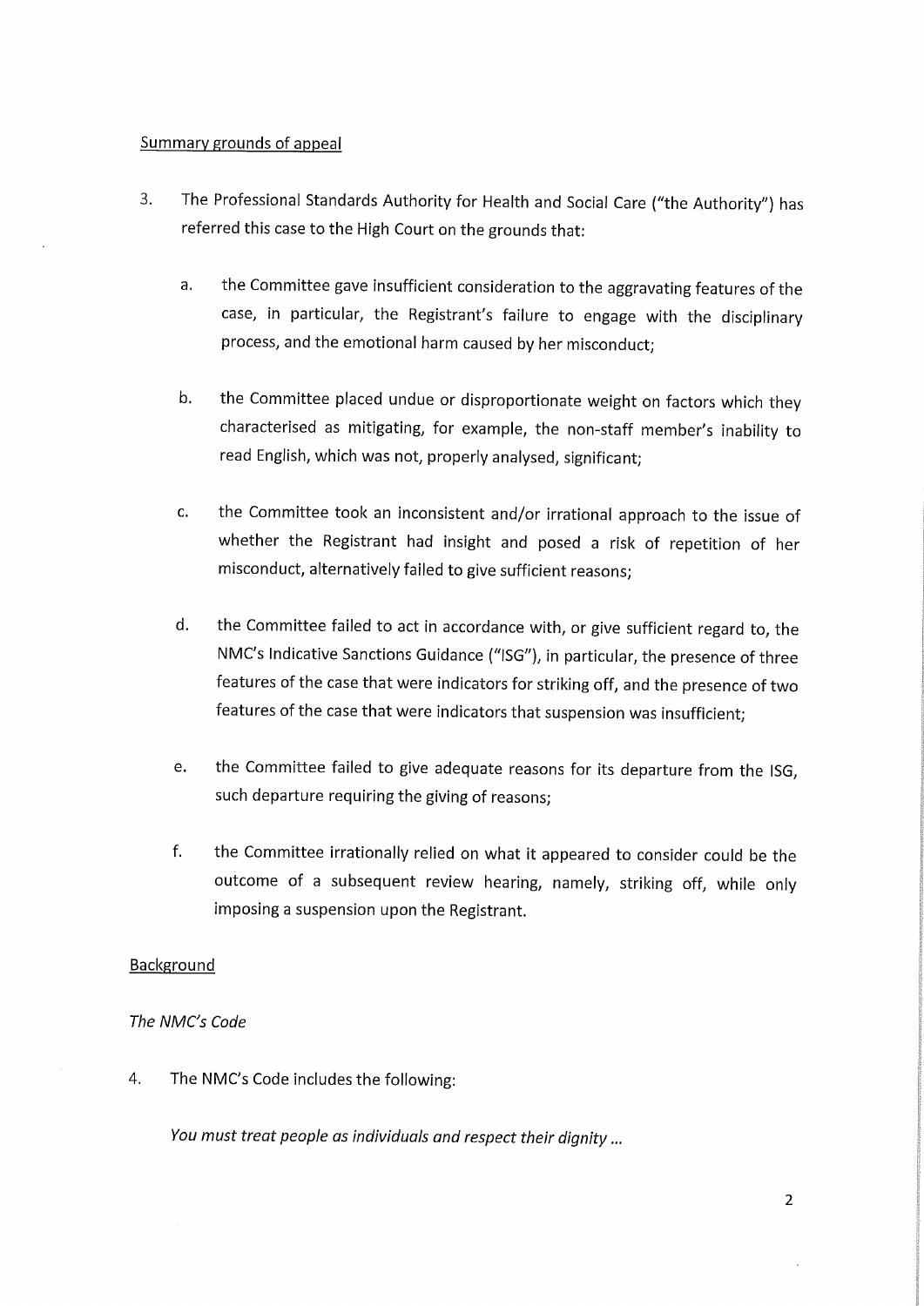Summary grounds of appeal

3. The Professional Standards Authority for Health and Social Care ("the Authority") has referred this case to the High Court on the grounds that:

   a. the Committee gave insufficient consideration to the aggravating features of the case, in particular, the Registrant's failure to engage with the disciplinary process, and the emotional harm caused by her misconduct;

   b. the Committee placed undue or disproportionate weight on factors which they characterised as mitigating, for example, the non-staff member's inability to read English, which was not, properly analysed, significant;

   c. the Committee took an inconsistent and/or irrational approach to the issue of whether the Registrant had insight and posed a risk of repetition of her misconduct, alternatively failed to give sufficient reasons;

   d. the Committee failed to act in accordance with, or give sufficient regard to, the NMC's Indicative Sanctions Guidance ("ISG"), in particular, the presence of three features of the case that were indicators for striking off, and the presence of two features of the case that were indicators that suspension was insufficient;

   e. the Committee failed to give adequate reasons for its departure from the ISG, such departure requiring the giving of reasons;

   f. the Committee irrationally relied on what it appeared to consider could be the outcome of a subsequent review hearing, namely, striking off, while only imposing a suspension upon the Registrant.

Background

*The NMC's Code*

4. The NMC's Code includes the following:

   *You must treat people as individuals and respect their dignity ...*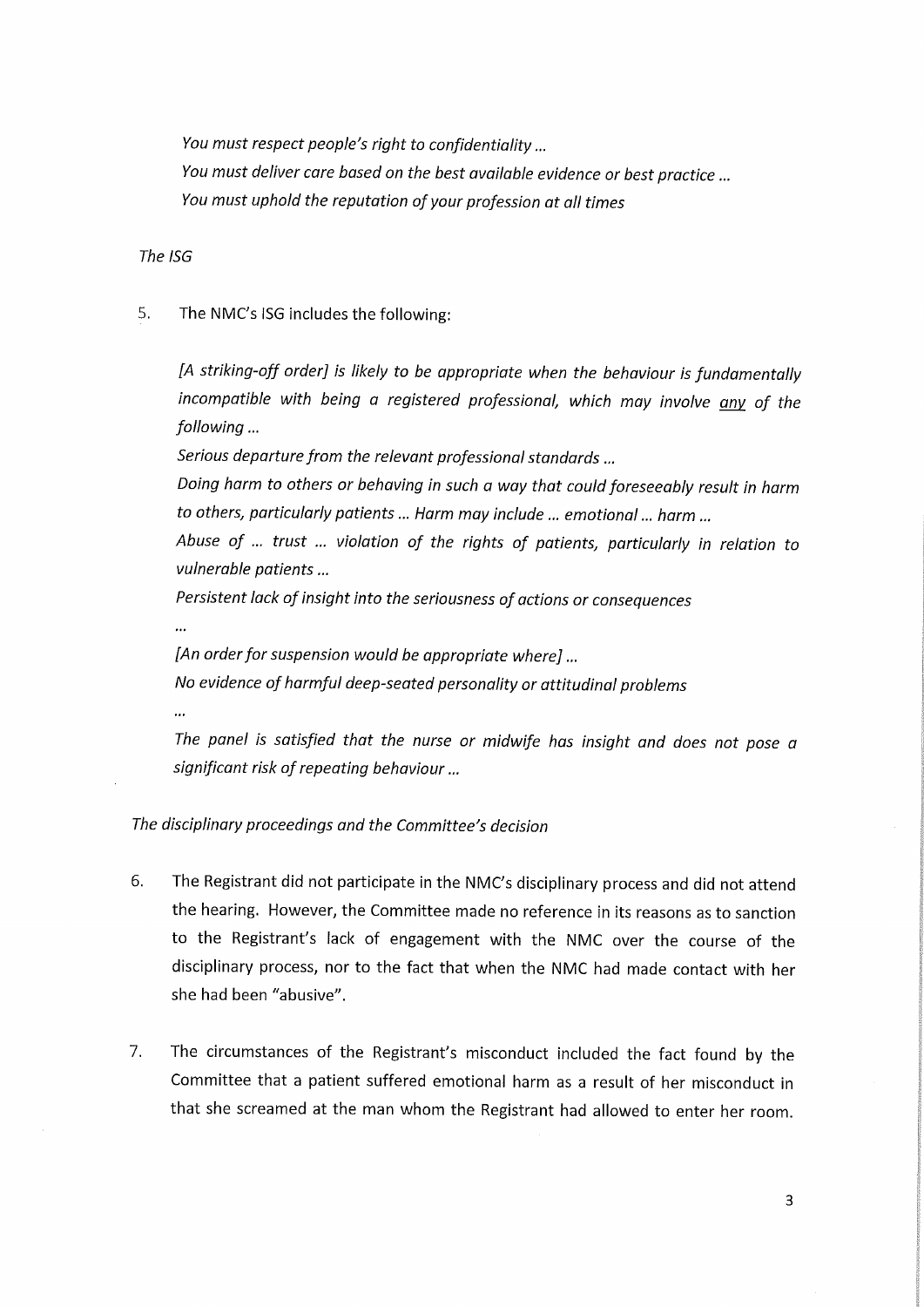*You must respect people's right to confidentiality ...*
*You must deliver care based on the best available evidence or best practice ...*
*You must uphold the reputation of your profession at all times*

*The ISG*

5. The NMC's ISG includes the following:

*[A striking-off order] is likely to be appropriate when the behaviour is fundamentally incompatible with being a registered professional, which may involve <u>any</u> of the following ...*

*Serious departure from the relevant professional standards ...*

*Doing harm to others or behaving in such a way that could foreseeably result in harm to others, particularly patients ... Harm may include ... emotional ... harm ...*

*Abuse of ... trust ... violation of the rights of patients, particularly in relation to vulnerable patients ...*

*Persistent lack of insight into the seriousness of actions or consequences*

*...*

*[An order for suspension would be appropriate where] ...*

*No evidence of harmful deep-seated personality or attitudinal problems*

*...*

*The panel is satisfied that the nurse or midwife has insight and does not pose a significant risk of repeating behaviour ...*

*The disciplinary proceedings and the Committee's decision*

6. The Registrant did not participate in the NMC's disciplinary process and did not attend the hearing. However, the Committee made no reference in its reasons as to sanction to the Registrant's lack of engagement with the NMC over the course of the disciplinary process, nor to the fact that when the NMC had made contact with her she had been "abusive".

7. The circumstances of the Registrant's misconduct included the fact found by the Committee that a patient suffered emotional harm as a result of her misconduct in that she screamed at the man whom the Registrant had allowed to enter her room.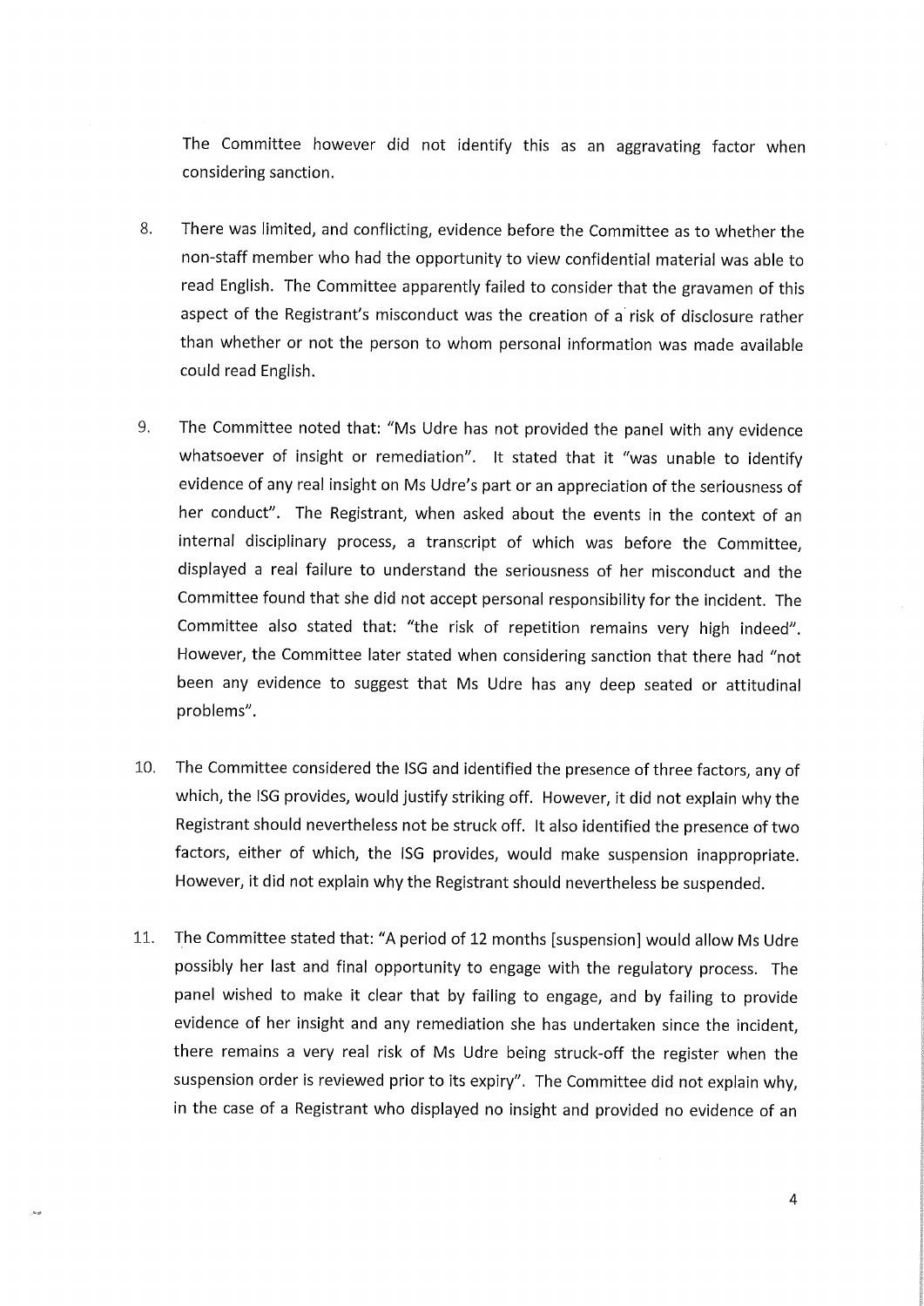The Committee however did not identify this as an aggravating factor when considering sanction.

8. There was limited, and conflicting, evidence before the Committee as to whether the non-staff member who had the opportunity to view confidential material was able to read English. The Committee apparently failed to consider that the gravamen of this aspect of the Registrant's misconduct was the creation of a risk of disclosure rather than whether or not the person to whom personal information was made available could read English.

9. The Committee noted that: "Ms Udre has not provided the panel with any evidence whatsoever of insight or remediation". It stated that it "was unable to identify evidence of any real insight on Ms Udre's part or an appreciation of the seriousness of her conduct". The Registrant, when asked about the events in the context of an internal disciplinary process, a transcript of which was before the Committee, displayed a real failure to understand the seriousness of her misconduct and the Committee found that she did not accept personal responsibility for the incident. The Committee also stated that: "the risk of repetition remains very high indeed". However, the Committee later stated when considering sanction that there had "not been any evidence to suggest that Ms Udre has any deep seated or attitudinal problems".

10. The Committee considered the ISG and identified the presence of three factors, any of which, the ISG provides, would justify striking off. However, it did not explain why the Registrant should nevertheless not be struck off. It also identified the presence of two factors, either of which, the ISG provides, would make suspension inappropriate. However, it did not explain why the Registrant should nevertheless be suspended.

11. The Committee stated that: "A period of 12 months [suspension] would allow Ms Udre possibly her last and final opportunity to engage with the regulatory process. The panel wished to make it clear that by failing to engage, and by failing to provide evidence of her insight and any remediation she has undertaken since the incident, there remains a very real risk of Ms Udre being struck-off the register when the suspension order is reviewed prior to its expiry". The Committee did not explain why, in the case of a Registrant who displayed no insight and provided no evidence of an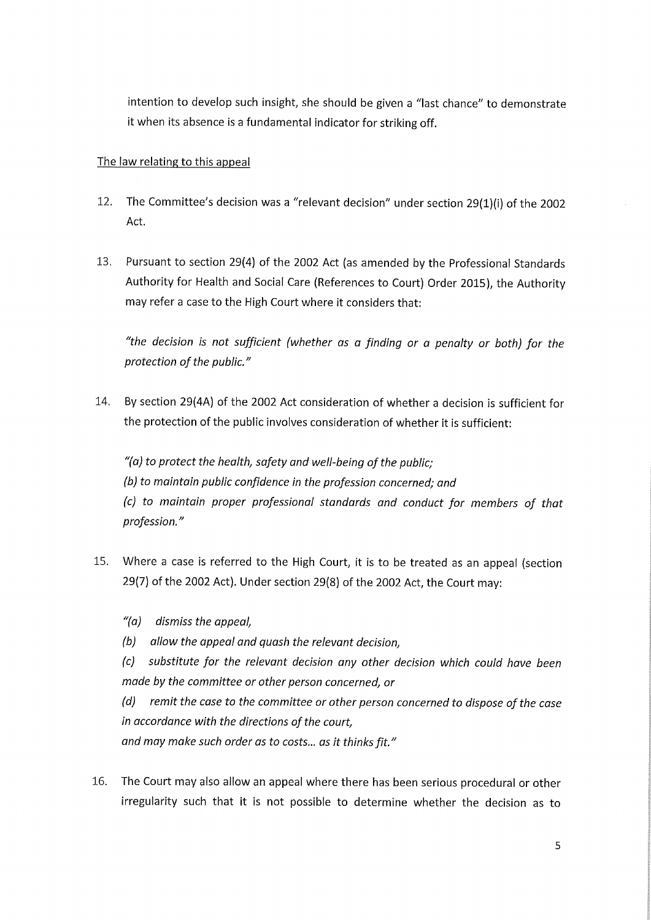intention to develop such insight, she should be given a "last chance" to demonstrate it when its absence is a fundamental indicator for striking off.

## The law relating to this appeal

12. The Committee's decision was a "relevant decision" under section 29(1)(i) of the 2002 Act.

13. Pursuant to section 29(4) of the 2002 Act (as amended by the Professional Standards Authority for Health and Social Care (References to Court) Order 2015), the Authority may refer a case to the High Court where it considers that:

    *"the decision is not sufficient (whether as a finding or a penalty or both) for the protection of the public."*

14. By section 29(4A) of the 2002 Act consideration of whether a decision is sufficient for the protection of the public involves consideration of whether it is sufficient:

    *"(a) to protect the health, safety and well-being of the public;*
    *(b) to maintain public confidence in the profession concerned; and*
    *(c) to maintain proper professional standards and conduct for members of that profession."*

15. Where a case is referred to the High Court, it is to be treated as an appeal (section 29(7) of the 2002 Act). Under section 29(8) of the 2002 Act, the Court may:

    *"(a) dismiss the appeal,*
    *(b) allow the appeal and quash the relevant decision,*
    *(c) substitute for the relevant decision any other decision which could have been made by the committee or other person concerned, or*
    *(d) remit the case to the committee or other person concerned to dispose of the case in accordance with the directions of the court,*
    *and may make such order as to costs... as it thinks fit."*

16. The Court may also allow an appeal where there has been serious procedural or other irregularity such that it is not possible to determine whether the decision as to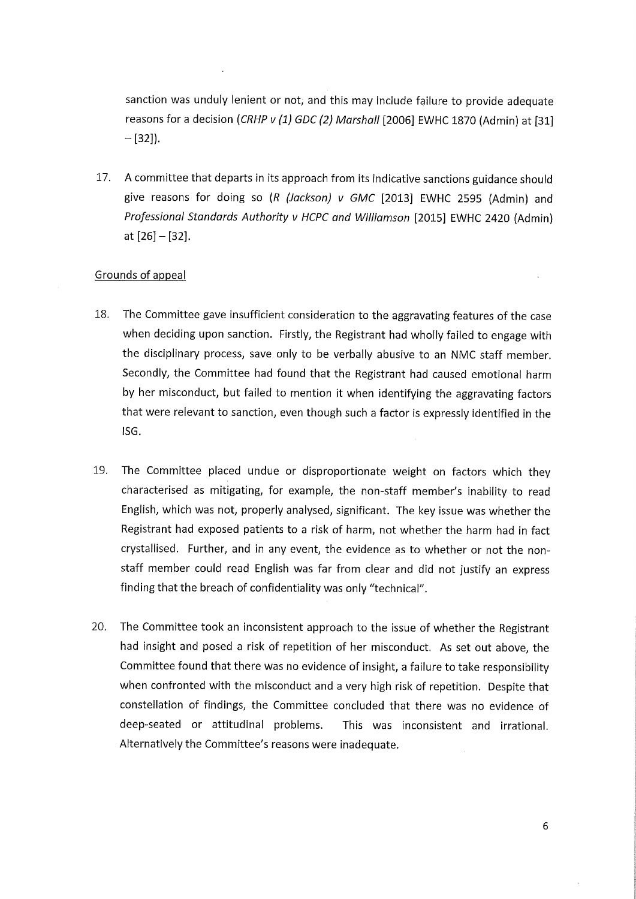sanction was unduly lenient or not, and this may include failure to provide adequate reasons for a decision (*CRHP v (1) GDC (2) Marshall* [2006] EWHC 1870 (Admin) at [31] – [32]).

17. A committee that departs in its approach from its indicative sanctions guidance should give reasons for doing so (*R (Jackson) v GMC* [2013] EWHC 2595 (Admin) and *Professional Standards Authority v HCPC and Williamson* [2015] EWHC 2420 (Admin) at [26] – [32].

Grounds of appeal

18. The Committee gave insufficient consideration to the aggravating features of the case when deciding upon sanction. Firstly, the Registrant had wholly failed to engage with the disciplinary process, save only to be verbally abusive to an NMC staff member. Secondly, the Committee had found that the Registrant had caused emotional harm by her misconduct, but failed to mention it when identifying the aggravating factors that were relevant to sanction, even though such a factor is expressly identified in the ISG.

19. The Committee placed undue or disproportionate weight on factors which they characterised as mitigating, for example, the non-staff member's inability to read English, which was not, properly analysed, significant. The key issue was whether the Registrant had exposed patients to a risk of harm, not whether the harm had in fact crystallised. Further, and in any event, the evidence as to whether or not the non-staff member could read English was far from clear and did not justify an express finding that the breach of confidentiality was only "technical".

20. The Committee took an inconsistent approach to the issue of whether the Registrant had insight and posed a risk of repetition of her misconduct. As set out above, the Committee found that there was no evidence of insight, a failure to take responsibility when confronted with the misconduct and a very high risk of repetition. Despite that constellation of findings, the Committee concluded that there was no evidence of deep-seated or attitudinal problems. This was inconsistent and irrational. Alternatively the Committee's reasons were inadequate.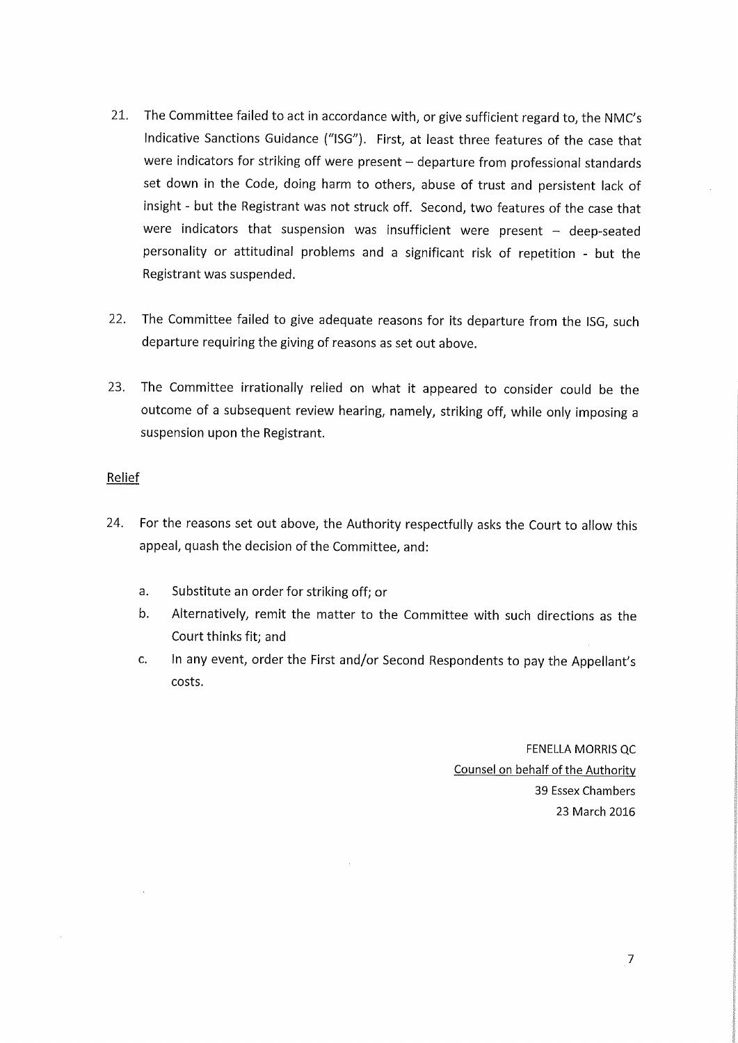21. The Committee failed to act in accordance with, or give sufficient regard to, the NMC's Indicative Sanctions Guidance ("ISG"). First, at least three features of the case that were indicators for striking off were present – departure from professional standards set down in the Code, doing harm to others, abuse of trust and persistent lack of insight - but the Registrant was not struck off. Second, two features of the case that were indicators that suspension was insufficient were present – deep-seated personality or attitudinal problems and a significant risk of repetition - but the Registrant was suspended.

22. The Committee failed to give adequate reasons for its departure from the ISG, such departure requiring the giving of reasons as set out above.

23. The Committee irrationally relied on what it appeared to consider could be the outcome of a subsequent review hearing, namely, striking off, while only imposing a suspension upon the Registrant.

<u>Relief</u>

24. For the reasons set out above, the Authority respectfully asks the Court to allow this appeal, quash the decision of the Committee, and:

    a. Substitute an order for striking off; or
    b. Alternatively, remit the matter to the Committee with such directions as the Court thinks fit; and
    c. In any event, order the First and/or Second Respondents to pay the Appellant's costs.

FENELLA MORRIS QC
<u>Counsel on behalf of the Authority</u>
39 Essex Chambers
23 March 2016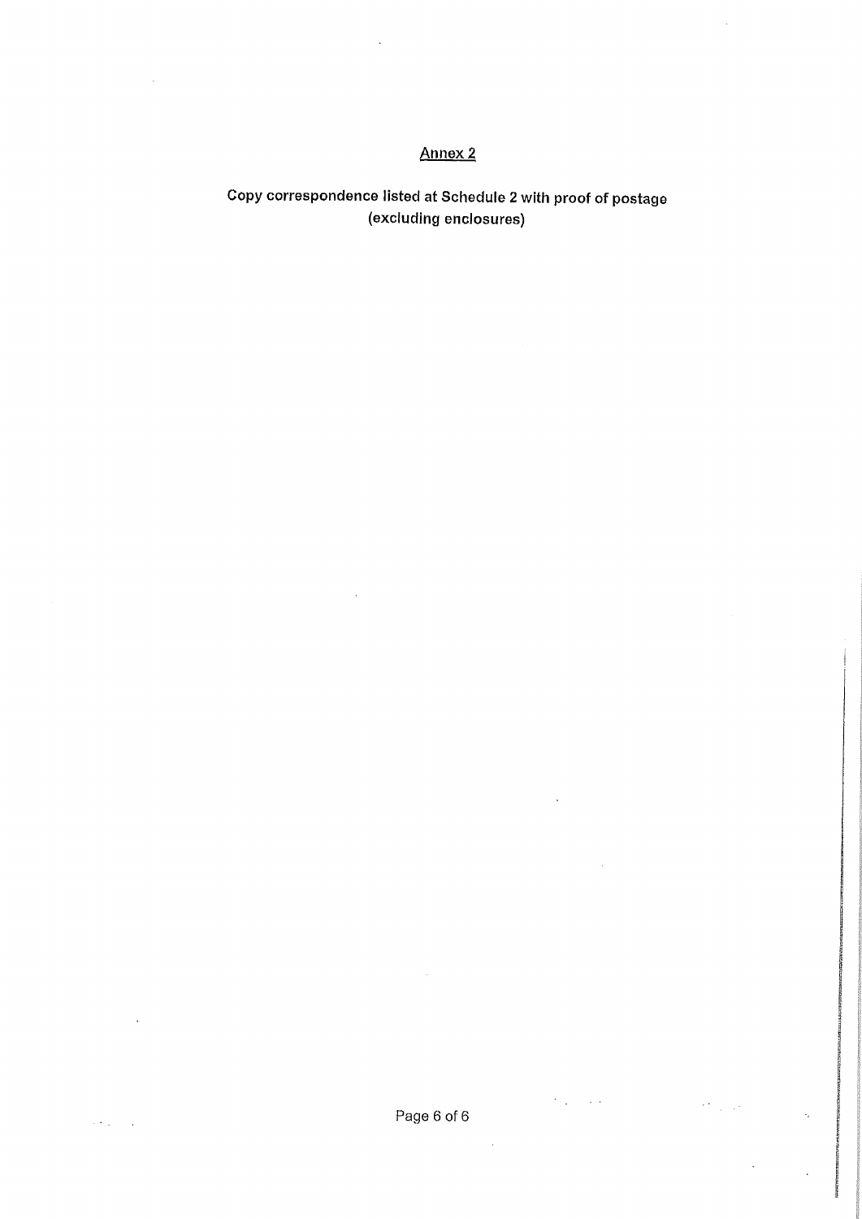## Annex 2

**Copy correspondence listed at Schedule 2 with proof of postage (excluding enclosures)**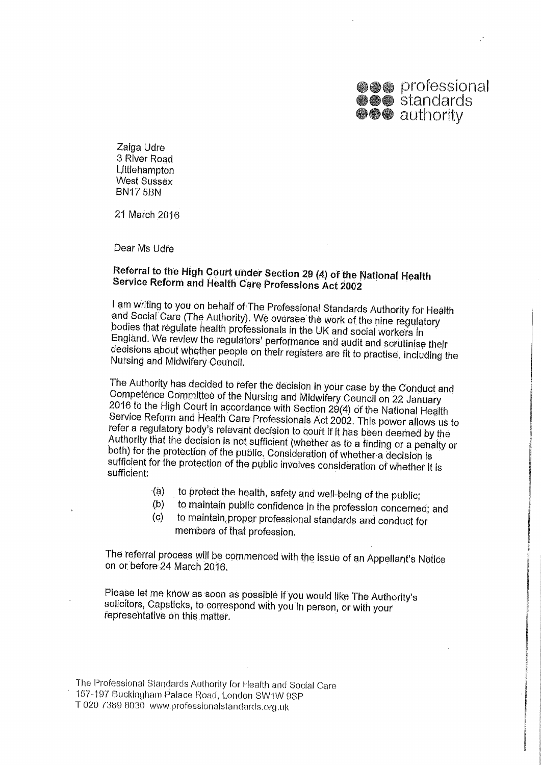professional standards authority

Zaiga Udre
3 River Road
Littlehampton
West Sussex
BN17 5BN

21 March 2016

Dear Ms Udre

**Referral to the High Court under Section 29 (4) of the National Health Service Reform and Health Care Professions Act 2002**

I am writing to you on behalf of The Professional Standards Authority for Health and Social Care (The Authority). We oversee the work of the nine regulatory bodies that regulate health professionals in the UK and social workers in England. We review the regulators' performance and audit and scrutinise their decisions about whether people on their registers are fit to practise, including the Nursing and Midwifery Council.

The Authority has decided to refer the decision in your case by the Conduct and Competence Committee of the Nursing and Midwifery Council on 22 January 2016 to the High Court in accordance with Section 29(4) of the National Health Service Reform and Health Care Professionals Act 2002. This power allows us to refer a regulatory body's relevant decision to court if it has been deemed by the Authority that the decision is not sufficient (whether as to a finding or a penalty or both) for the protection of the public. Consideration of whether a decision is sufficient for the protection of the public involves consideration of whether it is sufficient:

(a) to protect the health, safety and well-being of the public;
(b) to maintain public confidence in the profession concerned; and
(c) to maintain proper professional standards and conduct for members of that profession.

The referral process will be commenced with the issue of an Appellant's Notice on or before 24 March 2016.

Please let me know as soon as possible if you would like The Authority's solicitors, Capsticks, to correspond with you in person, or with your representative on this matter.

The Professional Standards Authority for Health and Social Care
157-197 Buckingham Palace Road, London SW1W 9SP
T 020 7389 8030 www.professionalstandards.org.uk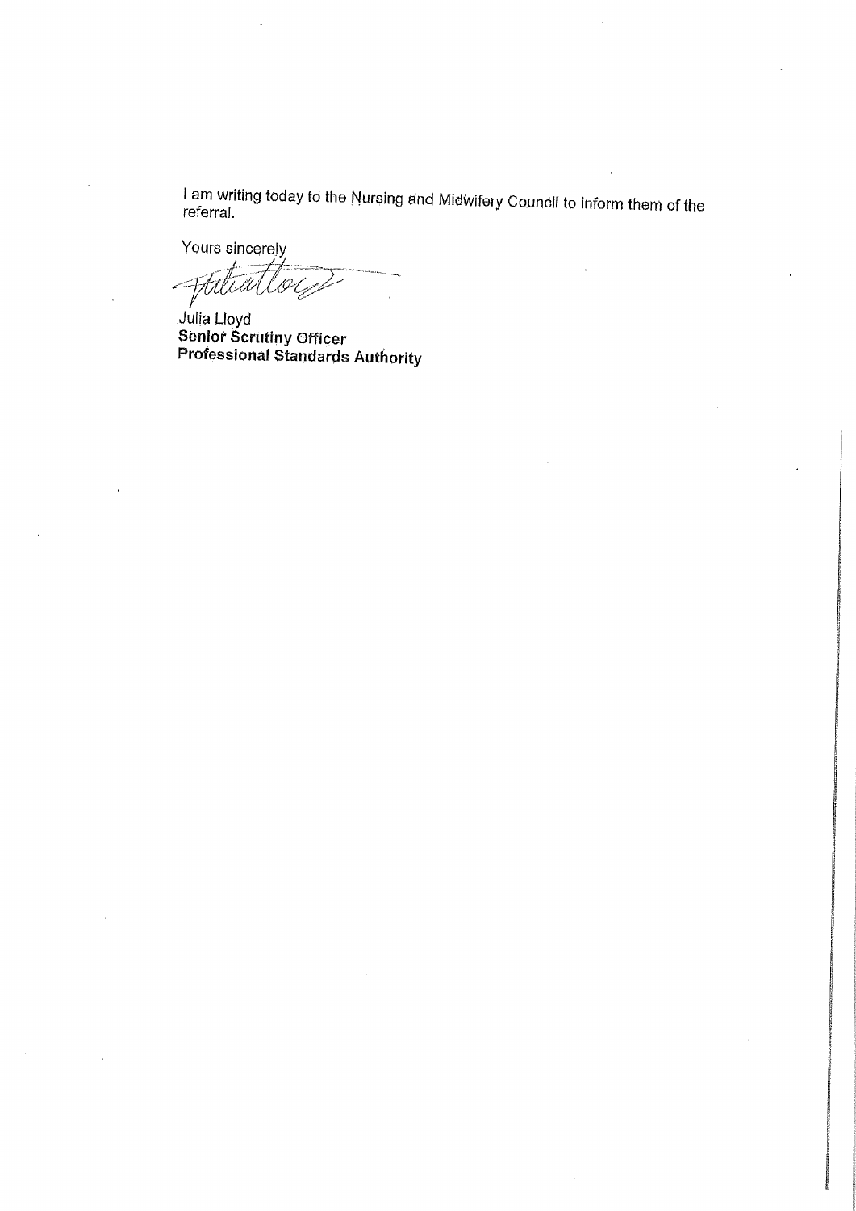I am writing today to the Nursing and Midwifery Council to inform them of the referral.

Yours sincerely

Julia Lloyd
**Senior Scrutiny Officer**
**Professional Standards Authority**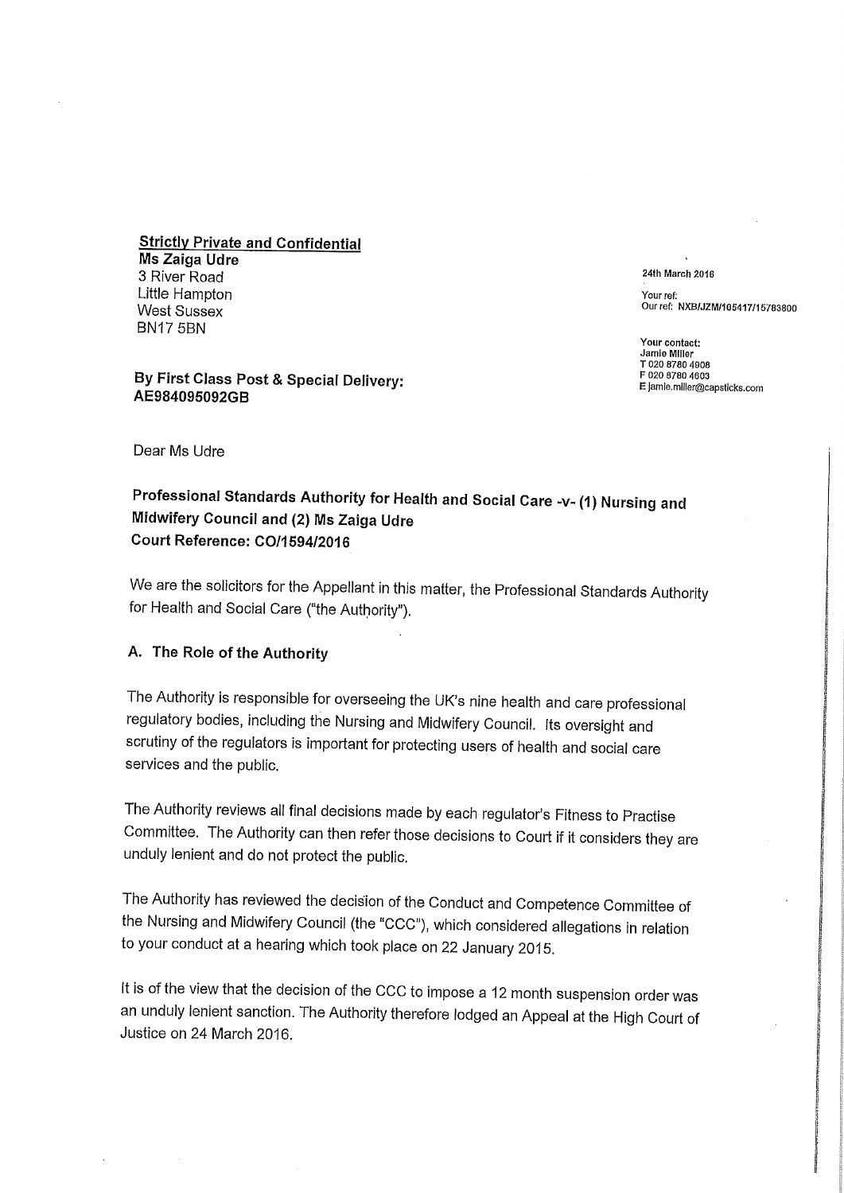**Strictly Private and Confidential**
**Ms Zaiga Udre**
3 River Road
Little Hampton
West Sussex
BN17 5BN

24th March 2016

Your ref:
Our ref: NXB/JZM/105417/15783800

Your contact:
Jamie Miller
T 020 8780 4908
F 020 8780 4603
E jamie.miller@capsticks.com

**By First Class Post & Special Delivery:**
**AE984095092GB**

Dear Ms Udre

**Professional Standards Authority for Health and Social Care -v- (1) Nursing and Midwifery Council and (2) Ms Zaiga Udre**
**Court Reference: CO/1594/2016**

We are the solicitors for the Appellant in this matter, the Professional Standards Authority for Health and Social Care ("the Authority").

## A. The Role of the Authority

The Authority is responsible for overseeing the UK's nine health and care professional regulatory bodies, including the Nursing and Midwifery Council. Its oversight and scrutiny of the regulators is important for protecting users of health and social care services and the public.

The Authority reviews all final decisions made by each regulator's Fitness to Practise Committee. The Authority can then refer those decisions to Court if it considers they are unduly lenient and do not protect the public.

The Authority has reviewed the decision of the Conduct and Competence Committee of the Nursing and Midwifery Council (the "CCC"), which considered allegations in relation to your conduct at a hearing which took place on 22 January 2015.

It is of the view that the decision of the CCC to impose a 12 month suspension order was an unduly lenient sanction. The Authority therefore lodged an Appeal at the High Court of Justice on 24 March 2016.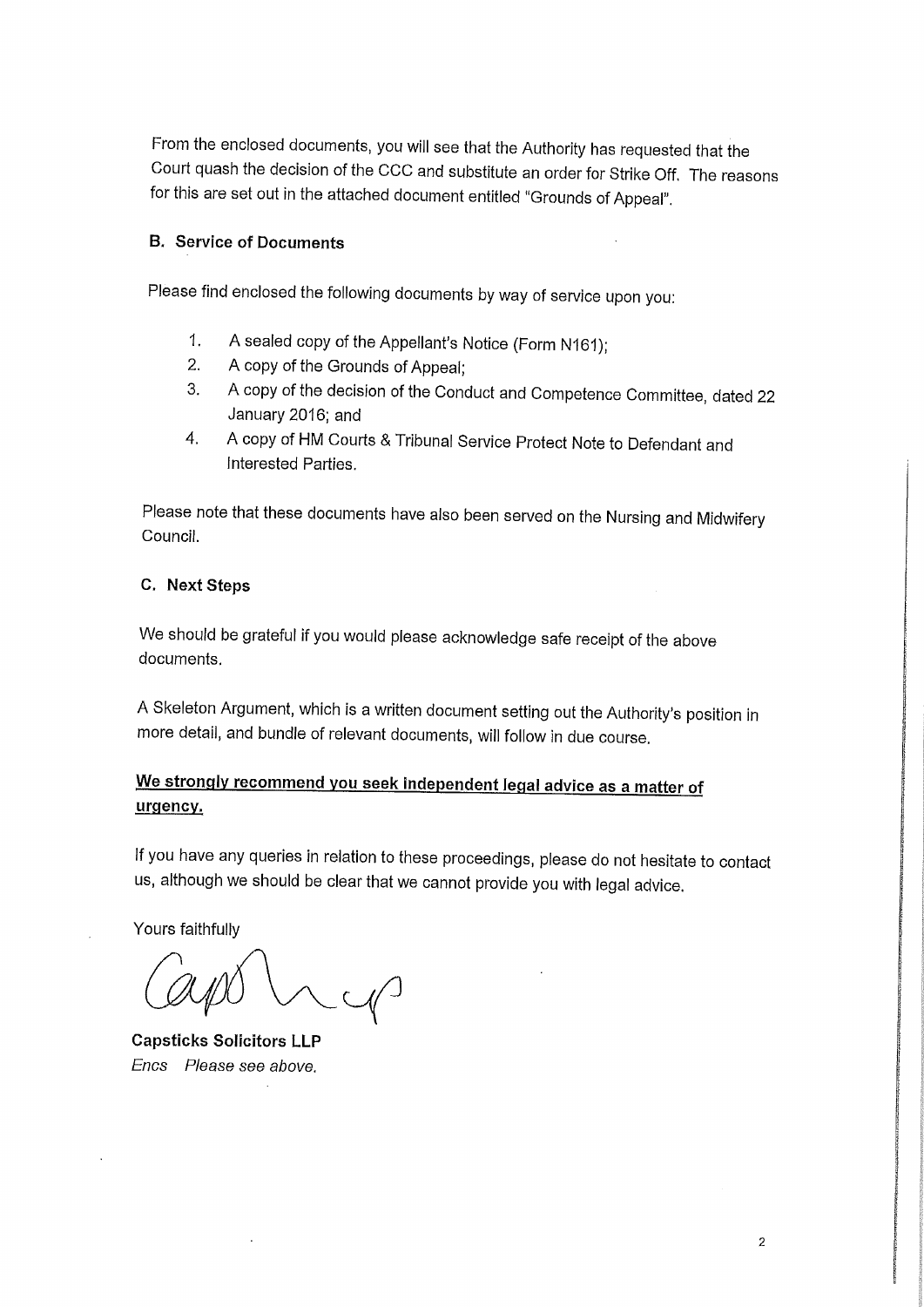From the enclosed documents, you will see that the Authority has requested that the Court quash the decision of the CCC and substitute an order for Strike Off. The reasons for this are set out in the attached document entitled "Grounds of Appeal".

### B. Service of Documents

Please find enclosed the following documents by way of service upon you:

1. A sealed copy of the Appellant's Notice (Form N161);
2. A copy of the Grounds of Appeal;
3. A copy of the decision of the Conduct and Competence Committee, dated 22 January 2016; and
4. A copy of HM Courts & Tribunal Service Protect Note to Defendant and Interested Parties.

Please note that these documents have also been served on the Nursing and Midwifery Council.

### C. Next Steps

We should be grateful if you would please acknowledge safe receipt of the above documents.

A Skeleton Argument, which is a written document setting out the Authority's position in more detail, and bundle of relevant documents, will follow in due course.

**We strongly recommend you seek independent legal advice as a matter of urgency.**

If you have any queries in relation to these proceedings, please do not hesitate to contact us, although we should be clear that we cannot provide you with legal advice.

Yours faithfully

Capsticks LLP

**Capsticks Solicitors LLP**
*Encs Please see above.*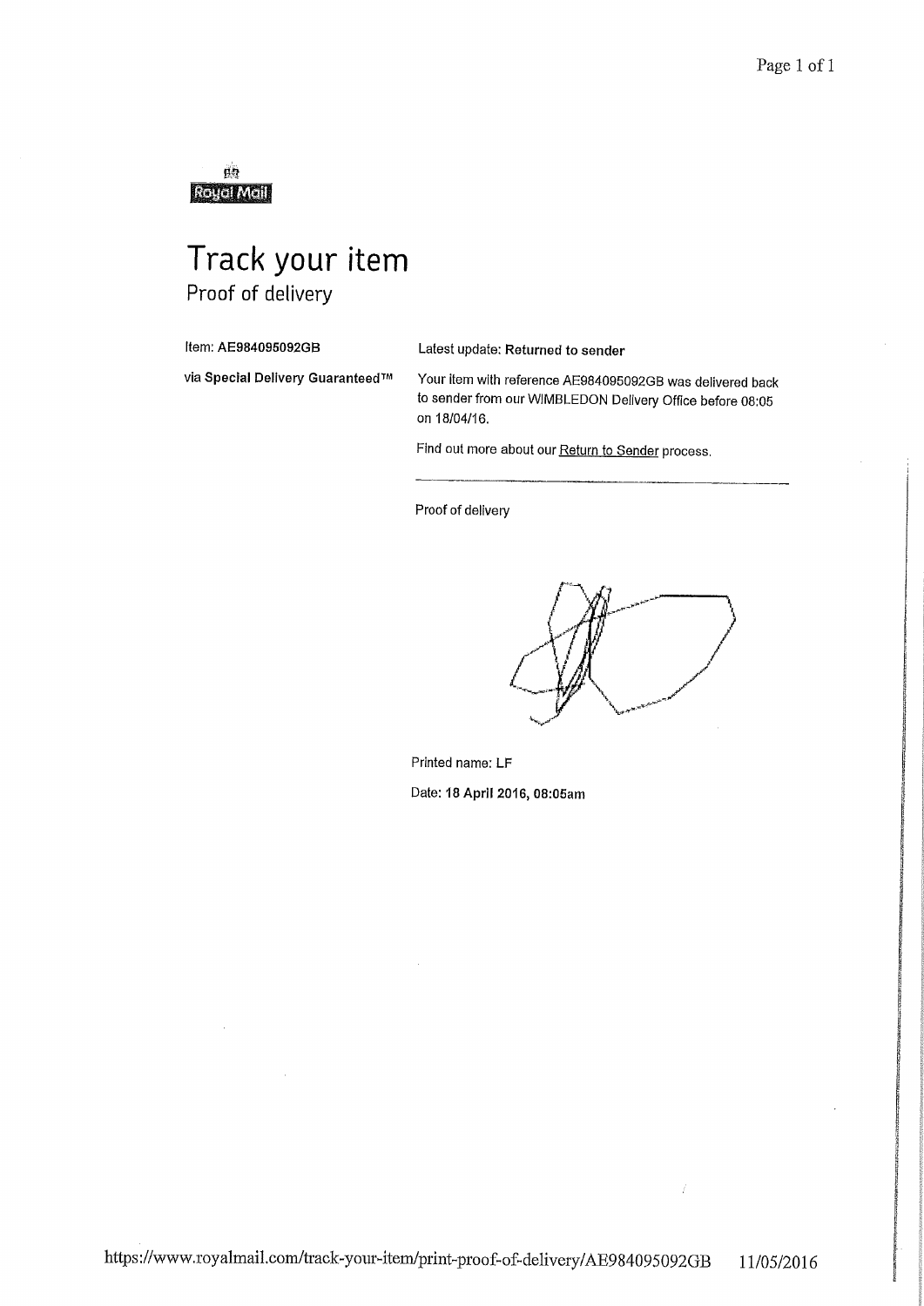Royal Mail

# Track your item

## Proof of delivery

Item: **AE984095092GB**

via **Special Delivery Guaranteed™**

Latest update: **Returned to sender**

Your item with reference AE984095092GB was delivered back to sender from our WIMBLEDON Delivery Office before 08:05 on 18/04/16.

Find out more about our Return to Sender process.

Proof of delivery

Printed name: **LF**

Date: **18 April 2016, 08:05am**

https://www.royalmail.com/track-your-item/print-proof-of-delivery/AE984095092GB 11/05/2016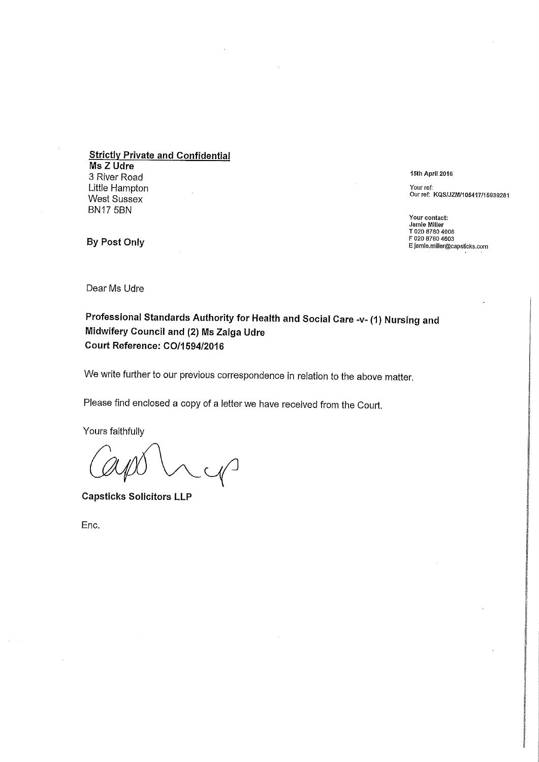**Strictly Private and Confidential**
**Ms Z Udre**
3 River Road
Little Hampton
West Sussex
BN17 5BN

**By Post Only**

**15th April 2016**

Your ref:
Our ref: KQS/JZM/105417/15939281

**Your contact:**
**Jamie Miller**
T 020 8780 4908
F 020 8780 4603
E jamie.miller@capsticks.com

Dear Ms Udre

**Professional Standards Authority for Health and Social Care -v- (1) Nursing and Midwifery Council and (2) Ms Zaiga Udre**
**Court Reference: CO/1594/2016**

We write further to our previous correspondence in relation to the above matter.

Please find enclosed a copy of a letter we have received from the Court.

Yours faithfully

Capsticks LLP

**Capsticks Solicitors LLP**

Enc.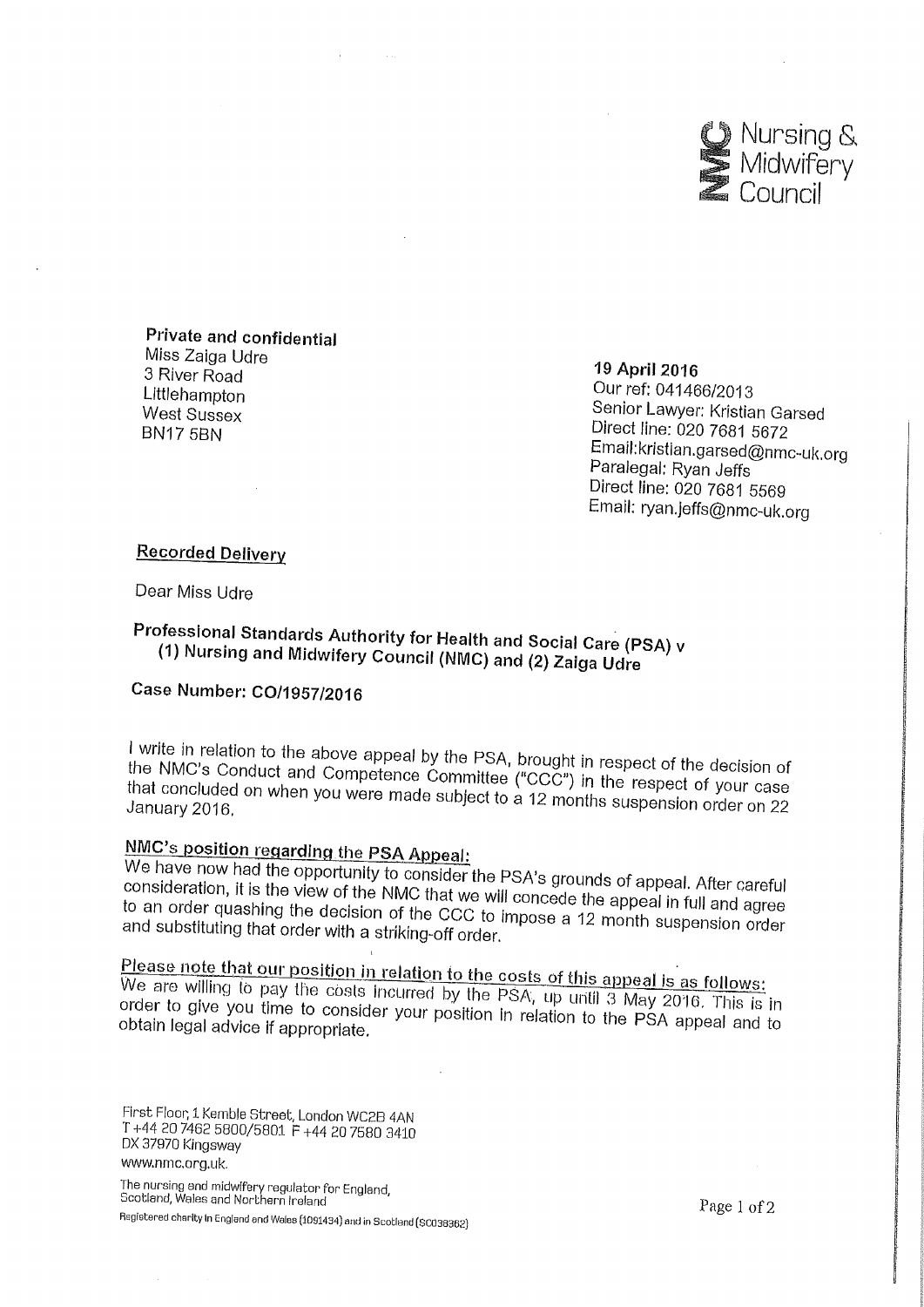Nursing & Midwifery Council

**Private and confidential**
Miss Zaiga Udre
3 River Road
Littlehampton
West Sussex
BN17 5BN

**19 April 2016**
Our ref: 041466/2013
Senior Lawyer: Kristian Garsed
Direct line: 020 7681 5672
Email:kristian.garsed@nmc-uk.org
Paralegal: Ryan Jeffs
Direct line: 020 7681 5569
Email: ryan.jeffs@nmc-uk.org

**Recorded Delivery**

Dear Miss Udre

**Professional Standards Authority for Health and Social Care (PSA) v (1) Nursing and Midwifery Council (NMC) and (2) Zaiga Udre**

**Case Number: CO/1957/2016**

I write in relation to the above appeal by the PSA, brought in respect of the decision of the NMC's Conduct and Competence Committee ("CCC") in the respect of your case that concluded on when you were made subject to a 12 months suspension order on 22 January 2016.

**NMC's position regarding the PSA Appeal:**
We have now had the opportunity to consider the PSA's grounds of appeal. After careful consideration, it is the view of the NMC that we will concede the appeal in full and agree to an order quashing the decision of the CCC to impose a 12 month suspension order and substituting that order with a striking-off order.

**Please note that our position in relation to the costs of this appeal is as follows:**
We are willing to pay the costs incurred by the PSA, up until 3 May 2016. This is in order to give you time to consider your position in relation to the PSA appeal and to obtain legal advice if appropriate.

First Floor, 1 Kemble Street, London WC2B 4AN
T +44 20 7462 5800/5801 F +44 20 7580 3410
DX 37970 Kingsway
www.nmc.org.uk.

The nursing and midwifery regulator for England, Scotland, Wales and Northern Ireland
Registered charity in England and Wales (1091434) and in Scotland (SC038362)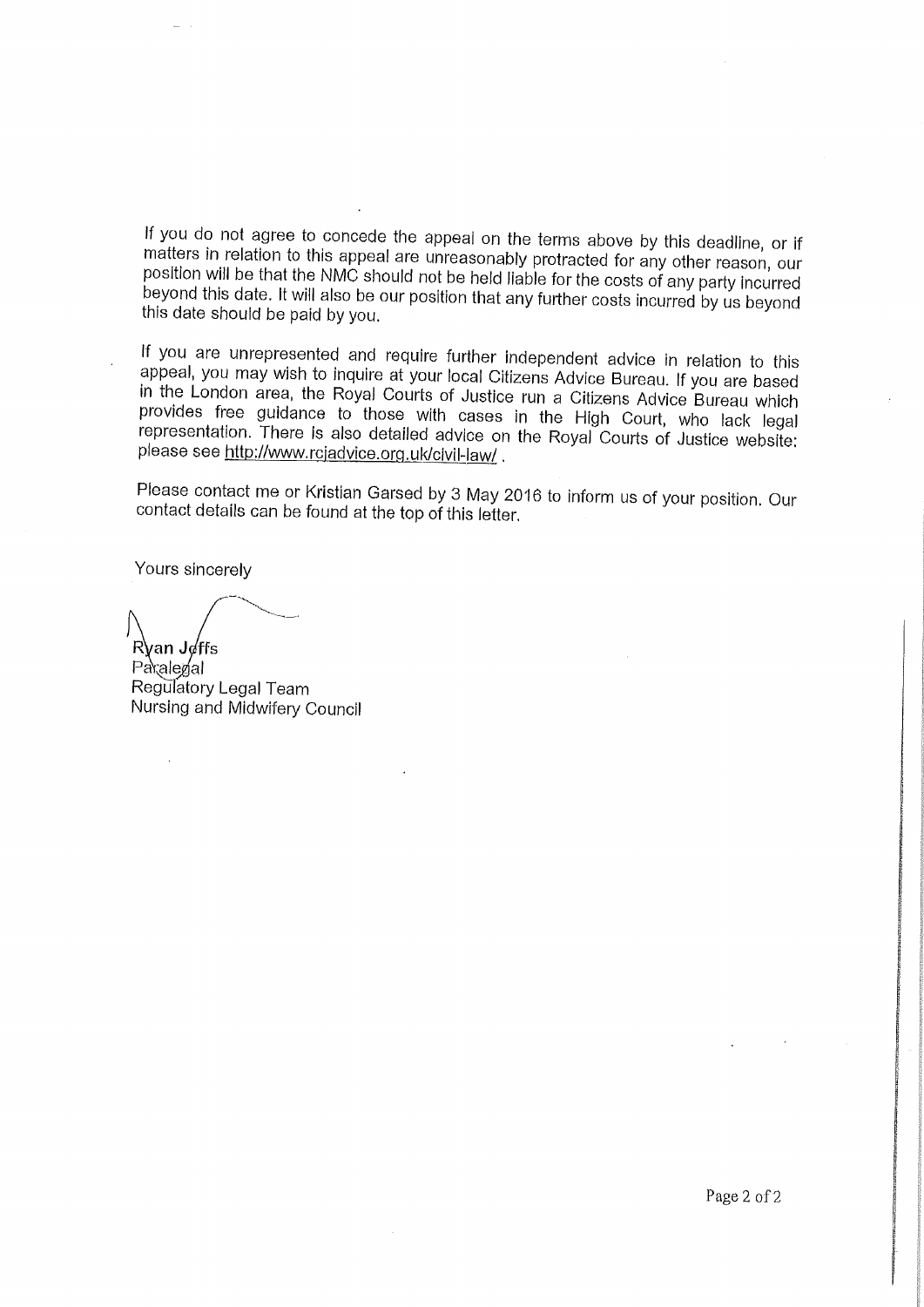If you do not agree to concede the appeal on the terms above by this deadline, or if matters in relation to this appeal are unreasonably protracted for any other reason, our position will be that the NMC should not be held liable for the costs of any party incurred beyond this date. It will also be our position that any further costs incurred by us beyond this date should be paid by you.

If you are unrepresented and require further independent advice in relation to this appeal, you may wish to inquire at your local Citizens Advice Bureau. If you are based in the London area, the Royal Courts of Justice run a Citizens Advice Bureau which provides free guidance to those with cases in the High Court, who lack legal representation. There is also detailed advice on the Royal Courts of Justice website: please see http://www.rcjadvice.org.uk/civil-law/ .

Please contact me or Kristian Garsed by 3 May 2016 to inform us of your position. Our contact details can be found at the top of this letter.

Yours sincerely

Ryan Jeffs
Paralegal
Regulatory Legal Team
Nursing and Midwifery Council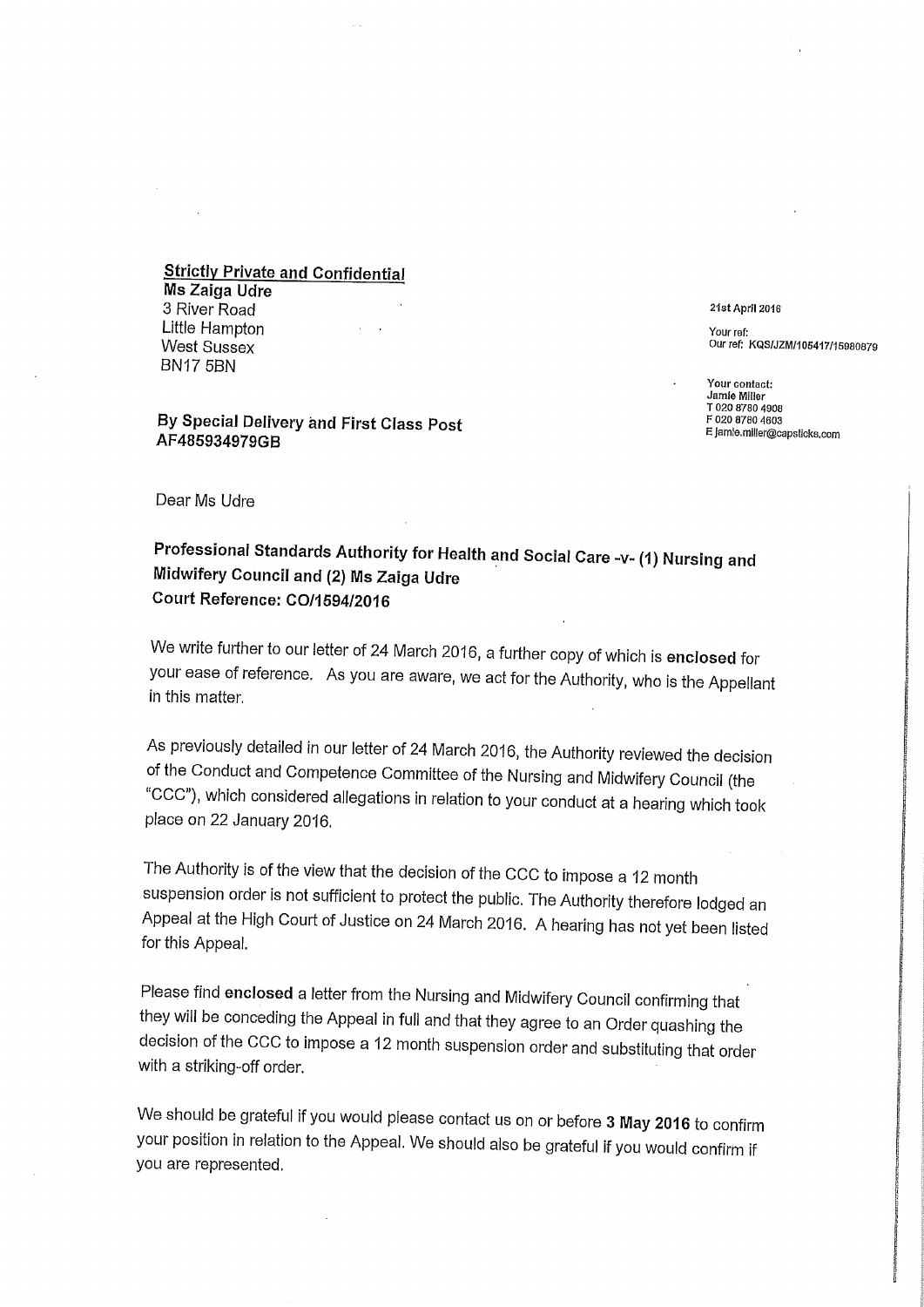**Strictly Private and Confidential**
**Ms Zaiga Udre**
3 River Road
Little Hampton
West Sussex
BN17 5BN

21st April 2016

Your ref:
Our ref: KQS/JZM/105417/15980879

Your contact:
Jamie Miller
T 020 8780 4908
F 020 8780 4603
E jamie.miller@capsticks.com

**By Special Delivery and First Class Post**
**AF485934979GB**

Dear Ms Udre

**Professional Standards Authority for Health and Social Care -v- (1) Nursing and Midwifery Council and (2) Ms Zaiga Udre**
**Court Reference: CO/1594/2016**

We write further to our letter of 24 March 2016, a further copy of which is **enclosed** for your ease of reference. As you are aware, we act for the Authority, who is the Appellant in this matter.

As previously detailed in our letter of 24 March 2016, the Authority reviewed the decision of the Conduct and Competence Committee of the Nursing and Midwifery Council (the "CCC"), which considered allegations in relation to your conduct at a hearing which took place on 22 January 2016.

The Authority is of the view that the decision of the CCC to impose a 12 month suspension order is not sufficient to protect the public. The Authority therefore lodged an Appeal at the High Court of Justice on 24 March 2016. A hearing has not yet been listed for this Appeal.

Please find **enclosed** a letter from the Nursing and Midwifery Council confirming that they will be conceding the Appeal in full and that they agree to an Order quashing the decision of the CCC to impose a 12 month suspension order and substituting that order with a striking-off order.

We should be grateful if you would please contact us on or before **3 May 2016** to confirm your position in relation to the Appeal. We should also be grateful if you would confirm if you are represented.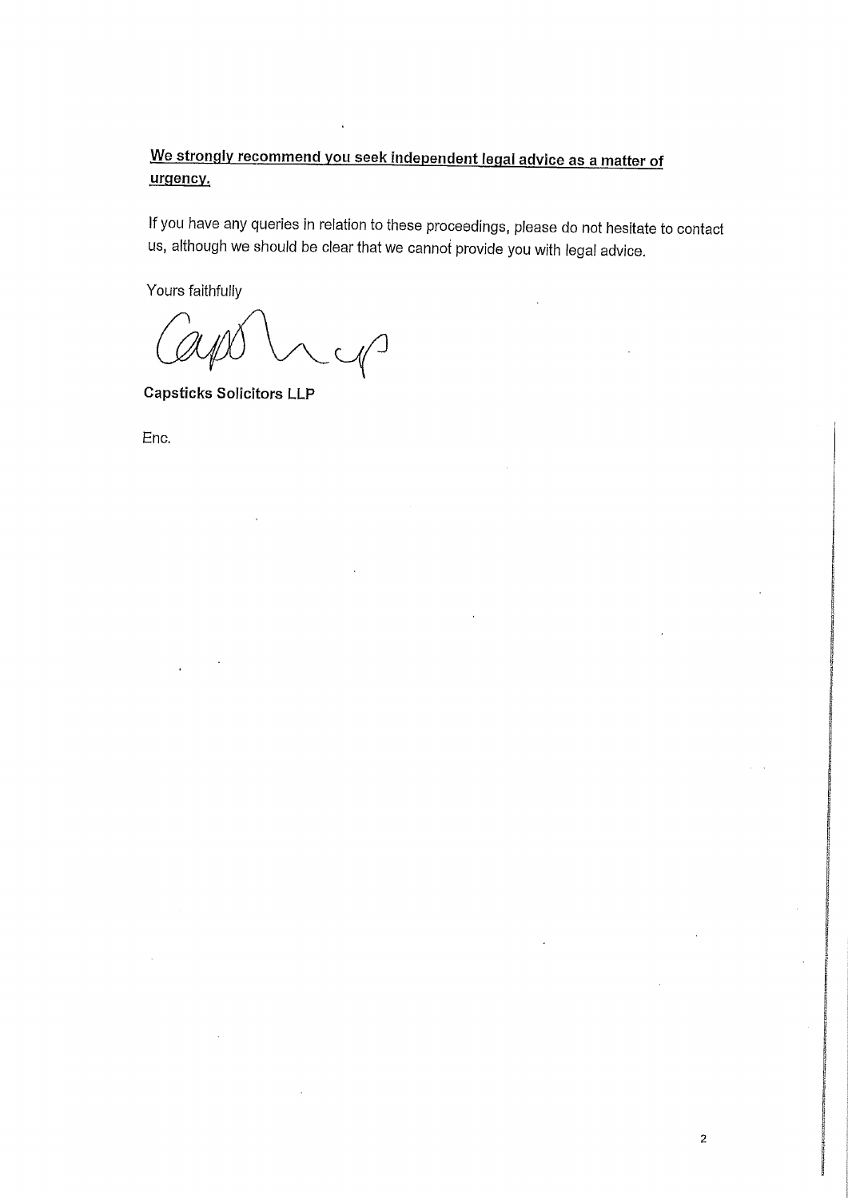**<u>We strongly recommend you seek independent legal advice as a matter of urgency.</u>**

If you have any queries in relation to these proceedings, please do not hesitate to contact us, although we should be clear that we cannot provide you with legal advice.

Yours faithfully

**Capsticks Solicitors LLP**

Enc.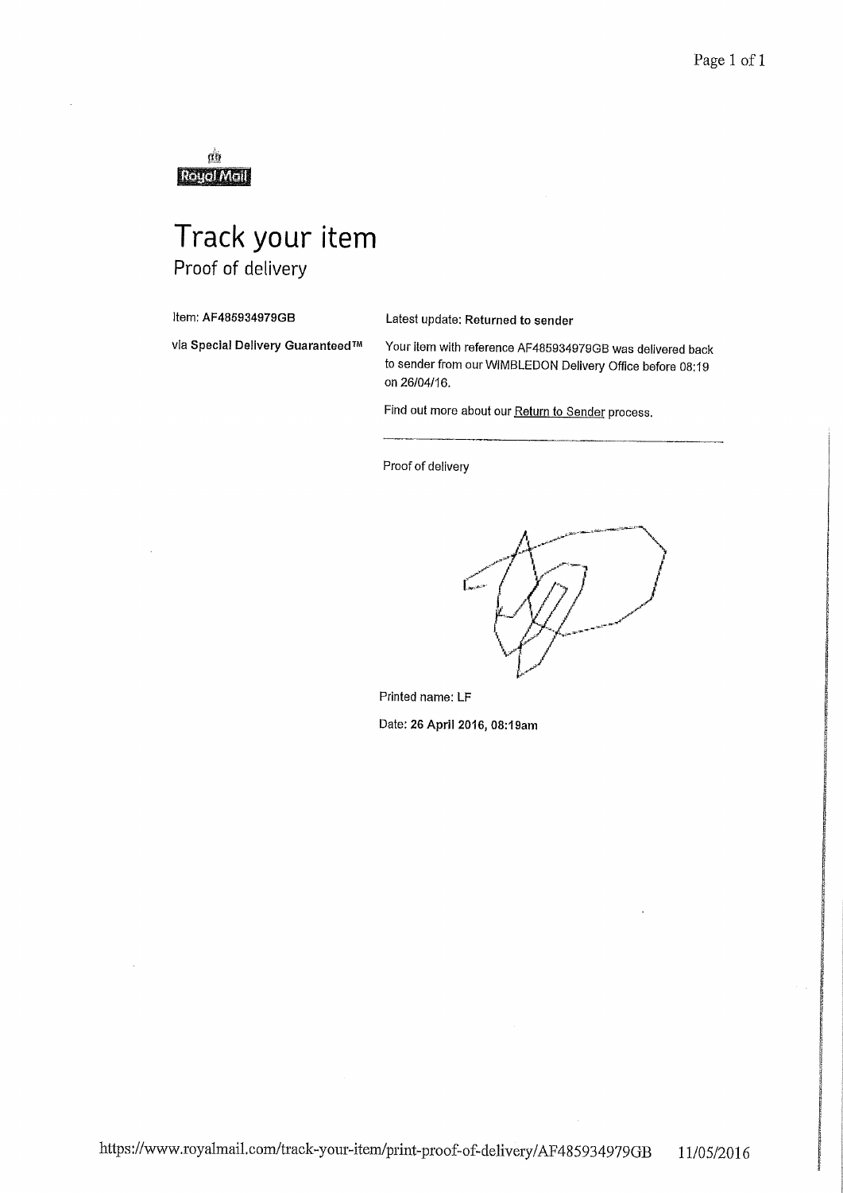Royal Mail

# Track your item

## Proof of delivery

Item: **AF485934979GB**

via **Special Delivery Guaranteed™**

Latest update: **Returned to sender**

Your item with reference AF485934979GB was delivered back to sender from our WIMBLEDON Delivery Office before 08:19 on 26/04/16.

Find out more about our Return to Sender process.

---

Proof of delivery

Printed name: LF

Date: **26 April 2016, 08:19am**

https://www.royalmail.com/track-your-item/print-proof-of-delivery/AF485934979GB 11/05/2016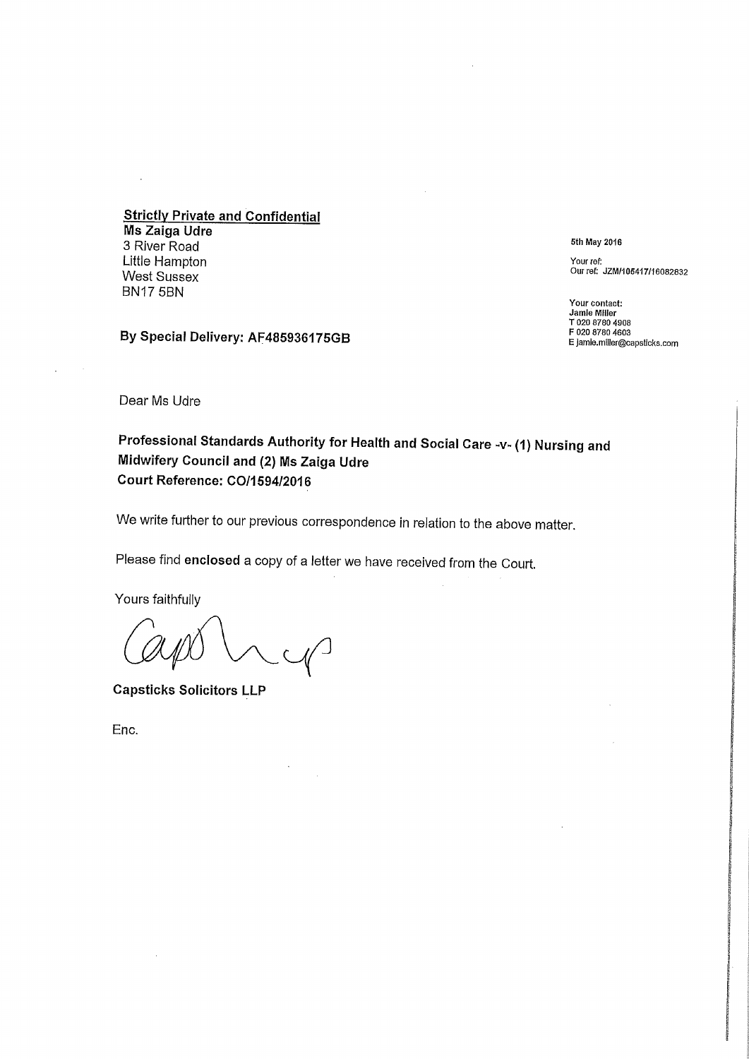**Strictly Private and Confidential**
**Ms Zaiga Udre**
3 River Road
Little Hampton
West Sussex
BN17 5BN

5th May 2016

Your ref:
Our ref: JZM/105417/16082832

Your contact:
Jamie Miller
T 020 8780 4908
F 020 8780 4603
E jamie.miller@capsticks.com

**By Special Delivery: AF485936175GB**

Dear Ms Udre

**Professional Standards Authority for Health and Social Care -v- (1) Nursing and Midwifery Council and (2) Ms Zaiga Udre**
**Court Reference: CO/1594/2016**

We write further to our previous correspondence in relation to the above matter.

Please find **enclosed** a copy of a letter we have received from the Court.

Yours faithfully

**Capsticks Solicitors LLP**

Enc.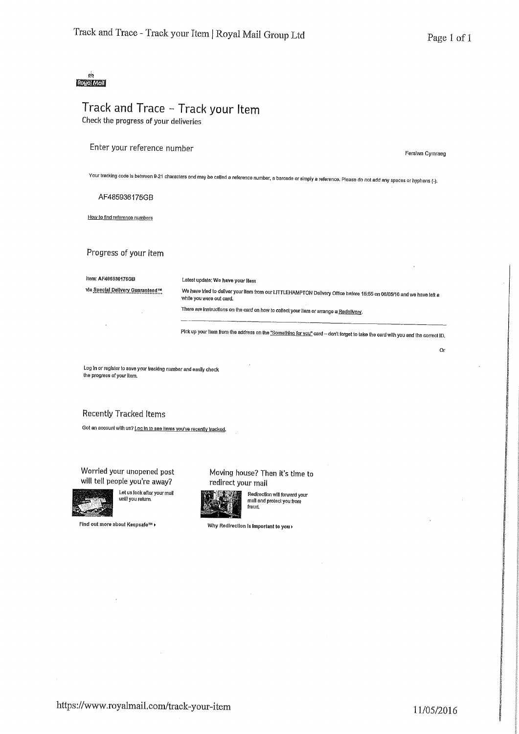Royal Mail

# Track and Trace - Track your Item

Check the progress of your deliveries

## Enter your reference number

Fersiwn Cymraeg

Your tracking code is between 9-21 characters and may be called a reference number, a barcode or simply a reference. Please do not add any spaces or hyphens (-).

AF485936175GB

How to find reference numbers

## Progress of your item

Item: AF485936175GB

via Special Delivery Guaranteed™

Latest update: **We have your item**

We have tried to deliver your item from our LITTLEHAMPTON Delivery Office before 15:55 on 06/05/16 and we have left a while you were out card.

There are instructions on the card on how to collect your item or arrange a Redelivery.

Pick up your item from the address on the "Something for you" card – don't forget to take the card with you and the correct ID.

Or

Log in or register to save your tracking number and easily check the progress of your item.

## Recently Tracked Items

Got an account with us? Log in to see items you've recently tracked.

### Worried your unopened post will tell people you're away?

Let us look after your mail until you return.

Find out more about Keepsafe™ ›

### Moving house? Then it's time to redirect your mail

Redirection will forward your mail and protect you from fraud.

Why Redirection is important to you ›

https://www.royalmail.com/track-your-item

11/05/2016